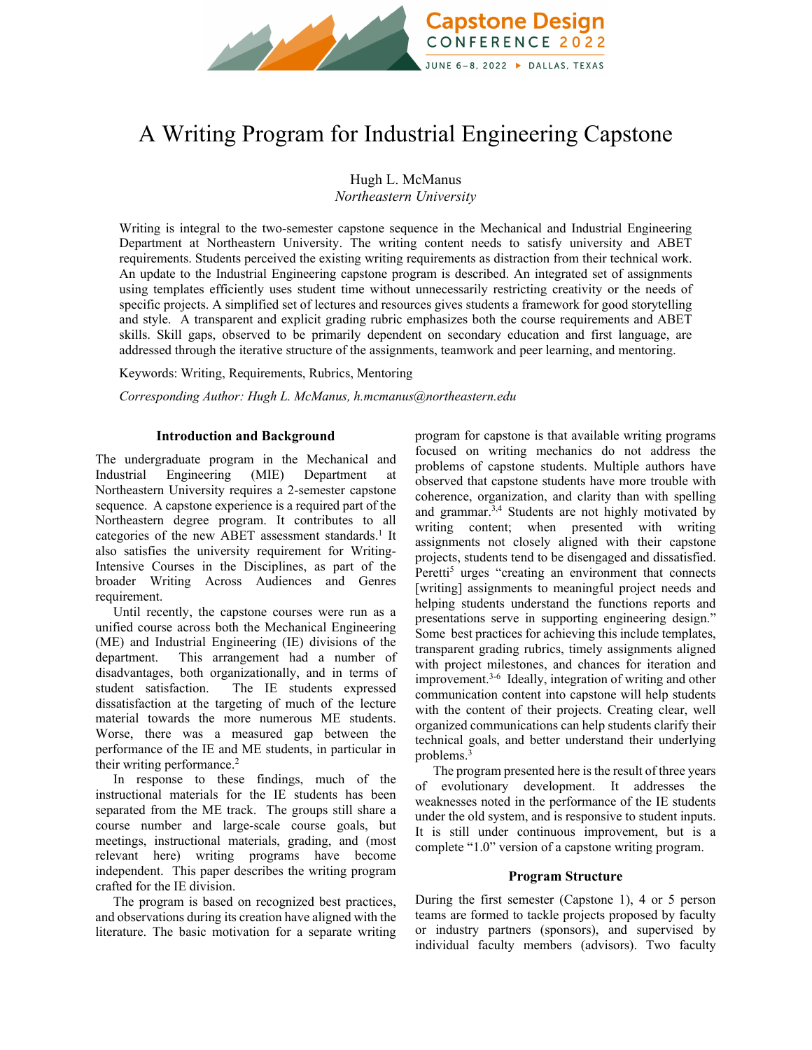# A Writing Program for Industrial Engineering Capstone

Hugh L. McManus
*Northeastern University*

Writing is integral to the two-semester capstone sequence in the Mechanical and Industrial Engineering Department at Northeastern University. The writing content needs to satisfy university and ABET requirements. Students perceived the existing writing requirements as distraction from their technical work. An update to the Industrial Engineering capstone program is described. An integrated set of assignments using templates efficiently uses student time without unnecessarily restricting creativity or the needs of specific projects. A simplified set of lectures and resources gives students a framework for good storytelling and style. A transparent and explicit grading rubric emphasizes both the course requirements and ABET skills. Skill gaps, observed to be primarily dependent on secondary education and first language, are addressed through the iterative structure of the assignments, teamwork and peer learning, and mentoring.

Keywords: Writing, Requirements, Rubrics, Mentoring

*Corresponding Author: Hugh L. McManus, h.mcmanus@northeastern.edu*

## Introduction and Background

The undergraduate program in the Mechanical and Industrial Engineering (MIE) Department at Northeastern University requires a 2-semester capstone sequence. A capstone experience is a required part of the Northeastern degree program. It contributes to all categories of the new ABET assessment standards.[1] It also satisfies the university requirement for Writing-Intensive Courses in the Disciplines, as part of the broader Writing Across Audiences and Genres requirement.

Until recently, the capstone courses were run as a unified course across both the Mechanical Engineering (ME) and Industrial Engineering (IE) divisions of the department. This arrangement had a number of disadvantages, both organizationally, and in terms of student satisfaction. The IE students expressed dissatisfaction at the targeting of much of the lecture material towards the more numerous ME students. Worse, there was a measured gap between the performance of the IE and ME students, in particular in their writing performance.[2]

In response to these findings, much of the instructional materials for the IE students has been separated from the ME track. The groups still share a course number and large-scale course goals, but meetings, instructional materials, grading, and (most relevant here) writing programs have become independent. This paper describes the writing program crafted for the IE division.

The program is based on recognized best practices, and observations during its creation have aligned with the literature. The basic motivation for a separate writing program for capstone is that available writing programs focused on writing mechanics do not address the problems of capstone students. Multiple authors have observed that capstone students have more trouble with coherence, organization, and clarity than with spelling and grammar.[3,4] Students are not highly motivated by writing content; when presented with writing assignments not closely aligned with their capstone projects, students tend to be disengaged and dissatisfied. Peretti[5] urges "creating an environment that connects [writing] assignments to meaningful project needs and helping students understand the functions reports and presentations serve in supporting engineering design." Some best practices for achieving this include templates, transparent grading rubrics, timely assignments aligned with project milestones, and chances for iteration and improvement.[3-6] Ideally, integration of writing and other communication content into capstone will help students with the content of their projects. Creating clear, well organized communications can help students clarify their technical goals, and better understand their underlying problems.[3]

The program presented here is the result of three years of evolutionary development. It addresses the weaknesses noted in the performance of the IE students under the old system, and is responsive to student inputs. It is still under continuous improvement, but is a complete "1.0" version of a capstone writing program.

## Program Structure

During the first semester (Capstone 1), 4 or 5 person teams are formed to tackle projects proposed by faculty or industry partners (sponsors), and supervised by individual faculty members (advisors). Two faculty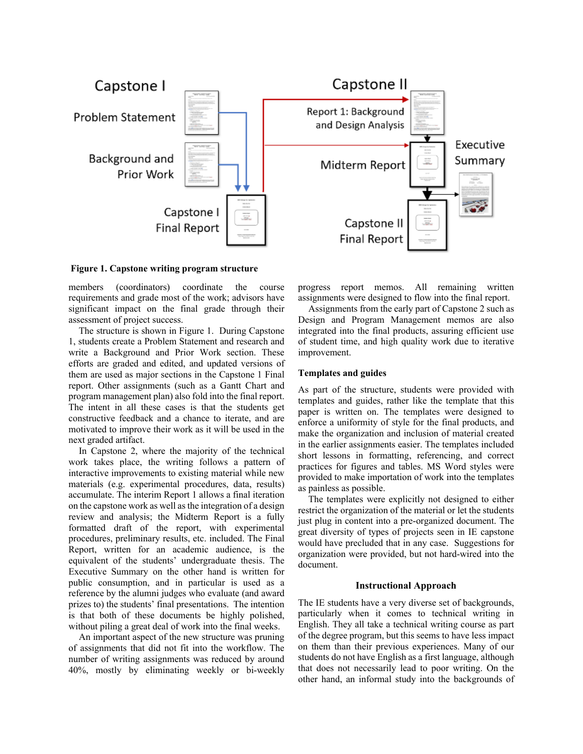**Figure 1. Capstone writing program structure**

members (coordinators) coordinate the course requirements and grade most of the work; advisors have significant impact on the final grade through their assessment of project success.

The structure is shown in Figure 1. During Capstone 1, students create a Problem Statement and research and write a Background and Prior Work section. These efforts are graded and edited, and updated versions of them are used as major sections in the Capstone 1 Final report. Other assignments (such as a Gantt Chart and program management plan) also fold into the final report. The intent in all these cases is that the students get constructive feedback and a chance to iterate, and are motivated to improve their work as it will be used in the next graded artifact.

In Capstone 2, where the majority of the technical work takes place, the writing follows a pattern of interactive improvements to existing material while new materials (e.g. experimental procedures, data, results) accumulate. The interim Report 1 allows a final iteration on the capstone work as well as the integration of a design review and analysis; the Midterm Report is a fully formatted draft of the report, with experimental procedures, preliminary results, etc. included. The Final Report, written for an academic audience, is the equivalent of the students' undergraduate thesis. The Executive Summary on the other hand is written for public consumption, and in particular is used as a reference by the alumni judges who evaluate (and award prizes to) the students' final presentations. The intention is that both of these documents be highly polished, without piling a great deal of work into the final weeks.

An important aspect of the new structure was pruning of assignments that did not fit into the workflow. The number of writing assignments was reduced by around 40%, mostly by eliminating weekly or bi-weekly progress report memos. All remaining written assignments were designed to flow into the final report.

Assignments from the early part of Capstone 2 such as Design and Program Management memos are also integrated into the final products, assuring efficient use of student time, and high quality work due to iterative improvement.

### Templates and guides

As part of the structure, students were provided with templates and guides, rather like the template that this paper is written on. The templates were designed to enforce a uniformity of style for the final products, and make the organization and inclusion of material created in the earlier assignments easier. The templates included short lessons in formatting, referencing, and correct practices for figures and tables. MS Word styles were provided to make importation of work into the templates as painless as possible.

The templates were explicitly not designed to either restrict the organization of the material or let the students just plug in content into a pre-organized document. The great diversity of types of projects seen in IE capstone would have precluded that in any case. Suggestions for organization were provided, but not hard-wired into the document.

## Instructional Approach

The IE students have a very diverse set of backgrounds, particularly when it comes to technical writing in English. They all take a technical writing course as part of the degree program, but this seems to have less impact on them than their previous experiences. Many of our students do not have English as a first language, although that does not necessarily lead to poor writing. On the other hand, an informal study into the backgrounds of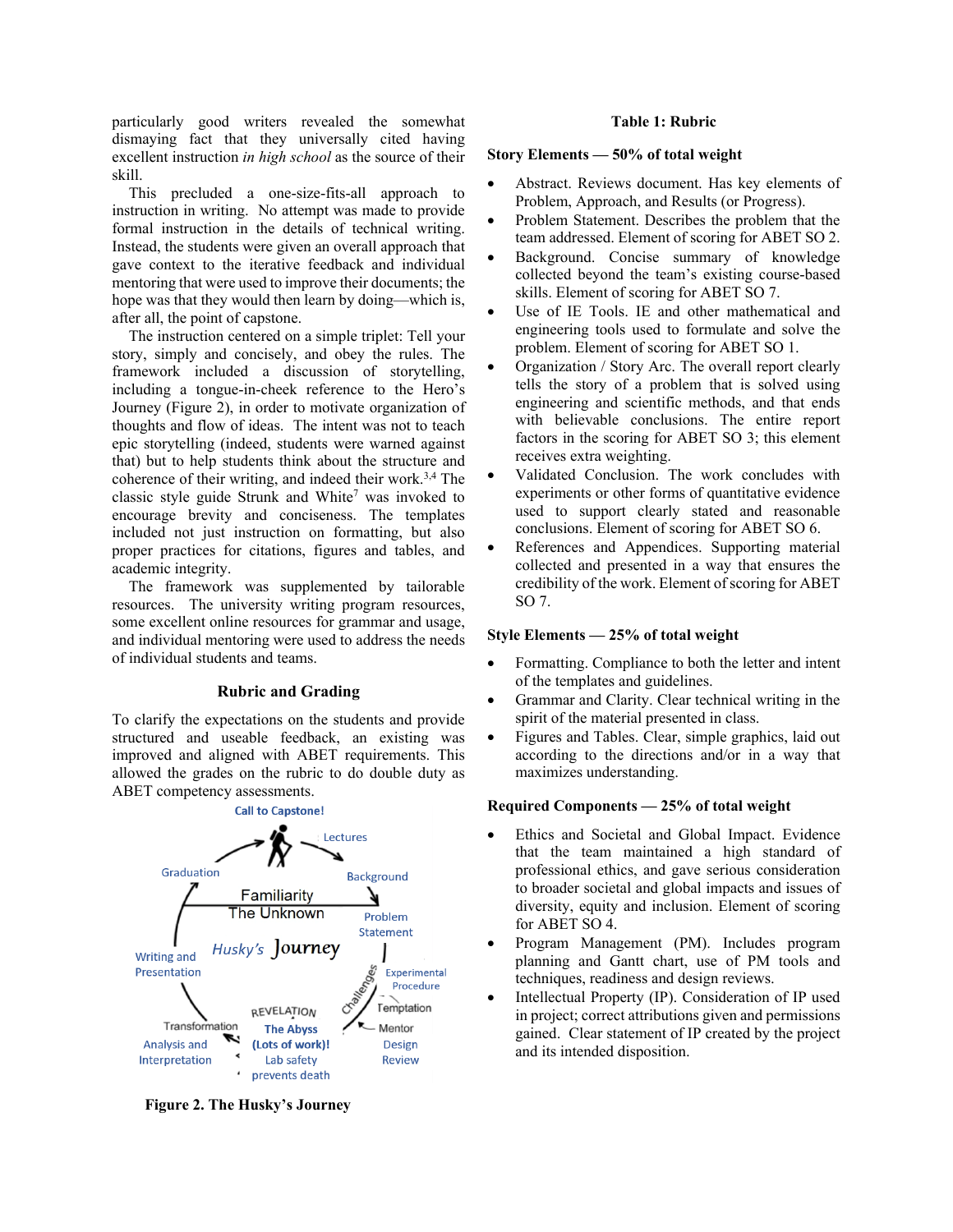particularly good writers revealed the somewhat dismaying fact that they universally cited having excellent instruction *in high school* as the source of their skill.

This precluded a one-size-fits-all approach to instruction in writing. No attempt was made to provide formal instruction in the details of technical writing. Instead, the students were given an overall approach that gave context to the iterative feedback and individual mentoring that were used to improve their documents; the hope was that they would then learn by doing—which is, after all, the point of capstone.

The instruction centered on a simple triplet: Tell your story, simply and concisely, and obey the rules. The framework included a discussion of storytelling, including a tongue-in-cheek reference to the Hero's Journey (Figure 2), in order to motivate organization of thoughts and flow of ideas. The intent was not to teach epic storytelling (indeed, students were warned against that) but to help students think about the structure and coherence of their writing, and indeed their work.[3,4] The classic style guide Strunk and White[7] was invoked to encourage brevity and conciseness. The templates included not just instruction on formatting, but also proper practices for citations, figures and tables, and academic integrity.

The framework was supplemented by tailorable resources. The university writing program resources, some excellent online resources for grammar and usage, and individual mentoring were used to address the needs of individual students and teams.

## Rubric and Grading

To clarify the expectations on the students and provide structured and useable feedback, an existing was improved and aligned with ABET requirements. This allowed the grades on the rubric to do double duty as ABET competency assessments.

**Figure 2. The Husky's Journey**

**Table 1: Rubric**

**Story Elements — 50% of total weight**

- Abstract. Reviews document. Has key elements of Problem, Approach, and Results (or Progress).
- Problem Statement. Describes the problem that the team addressed. Element of scoring for ABET SO 2.
- Background. Concise summary of knowledge collected beyond the team's existing course-based skills. Element of scoring for ABET SO 7.
- Use of IE Tools. IE and other mathematical and engineering tools used to formulate and solve the problem. Element of scoring for ABET SO 1.
- Organization / Story Arc. The overall report clearly tells the story of a problem that is solved using engineering and scientific methods, and that ends with believable conclusions. The entire report factors in the scoring for ABET SO 3; this element receives extra weighting.
- Validated Conclusion. The work concludes with experiments or other forms of quantitative evidence used to support clearly stated and reasonable conclusions. Element of scoring for ABET SO 6.
- References and Appendices. Supporting material collected and presented in a way that ensures the credibility of the work. Element of scoring for ABET SO 7.

**Style Elements — 25% of total weight**

- Formatting. Compliance to both the letter and intent of the templates and guidelines.
- Grammar and Clarity. Clear technical writing in the spirit of the material presented in class.
- Figures and Tables. Clear, simple graphics, laid out according to the directions and/or in a way that maximizes understanding.

**Required Components — 25% of total weight**

- Ethics and Societal and Global Impact. Evidence that the team maintained a high standard of professional ethics, and gave serious consideration to broader societal and global impacts and issues of diversity, equity and inclusion. Element of scoring for ABET SO 4.
- Program Management (PM). Includes program planning and Gantt chart, use of PM tools and techniques, readiness and design reviews.
- Intellectual Property (IP). Consideration of IP used in project; correct attributions given and permissions gained. Clear statement of IP created by the project and its intended disposition.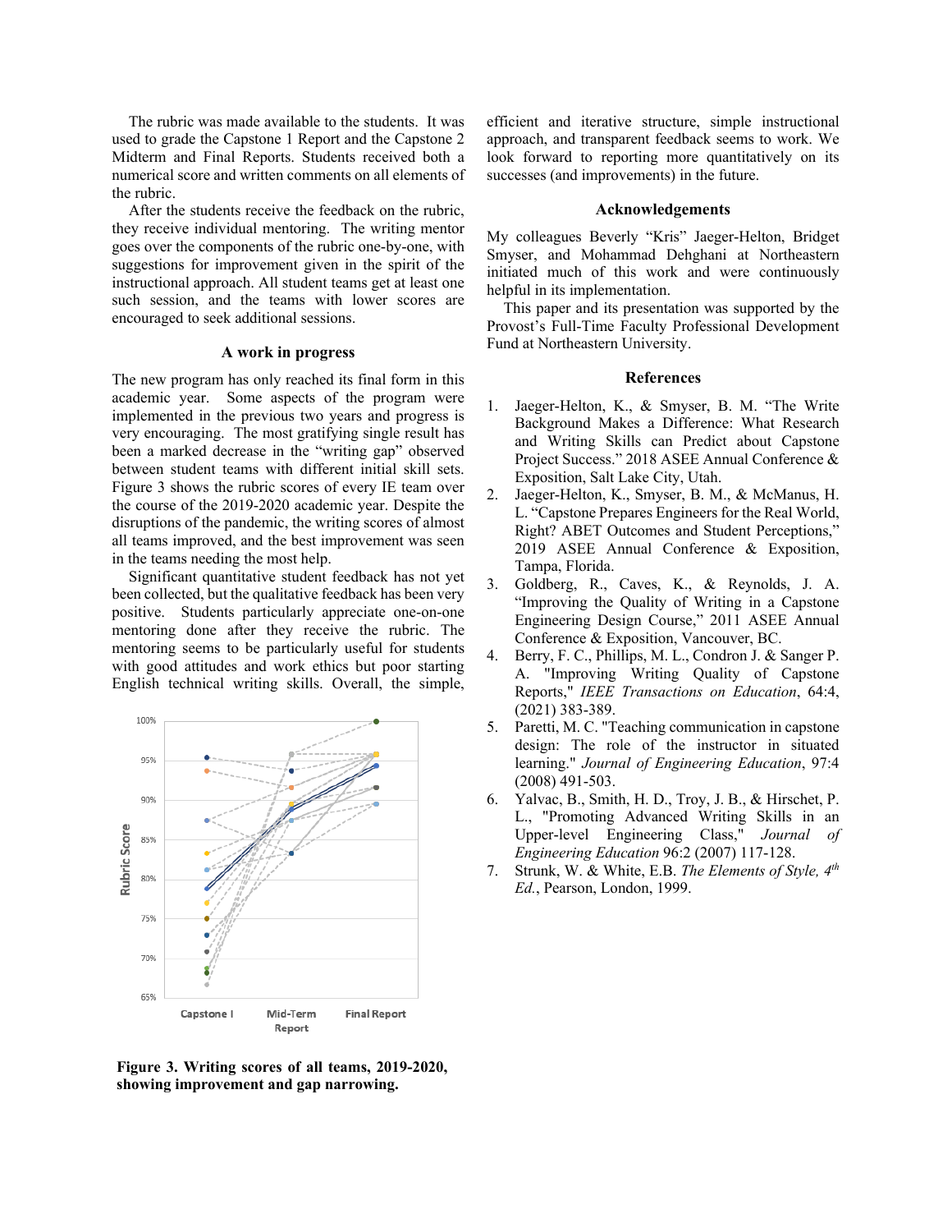The rubric was made available to the students. It was used to grade the Capstone 1 Report and the Capstone 2 Midterm and Final Reports. Students received both a numerical score and written comments on all elements of the rubric.

After the students receive the feedback on the rubric, they receive individual mentoring. The writing mentor goes over the components of the rubric one-by-one, with suggestions for improvement given in the spirit of the instructional approach. All student teams get at least one such session, and the teams with lower scores are encouraged to seek additional sessions.

## A work in progress

The new program has only reached its final form in this academic year. Some aspects of the program were implemented in the previous two years and progress is very encouraging. The most gratifying single result has been a marked decrease in the "writing gap" observed between student teams with different initial skill sets. Figure 3 shows the rubric scores of every IE team over the course of the 2019-2020 academic year. Despite the disruptions of the pandemic, the writing scores of almost all teams improved, and the best improvement was seen in the teams needing the most help.

Significant quantitative student feedback has not yet been collected, but the qualitative feedback has been very positive. Students particularly appreciate one-on-one mentoring done after they receive the rubric. The mentoring seems to be particularly useful for students with good attitudes and work ethics but poor starting English technical writing skills. Overall, the simple, efficient and iterative structure, simple instructional approach, and transparent feedback seems to work. We look forward to reporting more quantitatively on its successes (and improvements) in the future.

Rubric Score

100%
95%
90%
85%
80%
75%
70%
65%

Capstone I
Mid-Term Report
Final Report

**Figure 3. Writing scores of all teams, 2019-2020, showing improvement and gap narrowing.**

## Acknowledgements

My colleagues Beverly "Kris" Jaeger-Helton, Bridget Smyser, and Mohammad Dehghani at Northeastern initiated much of this work and were continuously helpful in its implementation.

This paper and its presentation was supported by the Provost's Full-Time Faculty Professional Development Fund at Northeastern University.

## References

1. Jaeger-Helton, K., & Smyser, B. M. "The Write Background Makes a Difference: What Research and Writing Skills can Predict about Capstone Project Success." 2018 ASEE Annual Conference & Exposition, Salt Lake City, Utah.
2. Jaeger-Helton, K., Smyser, B. M., & McManus, H. L. "Capstone Prepares Engineers for the Real World, Right? ABET Outcomes and Student Perceptions," 2019 ASEE Annual Conference & Exposition, Tampa, Florida.
3. Goldberg, R., Caves, K., & Reynolds, J. A. "Improving the Quality of Writing in a Capstone Engineering Design Course," 2011 ASEE Annual Conference & Exposition, Vancouver, BC.
4. Berry, F. C., Phillips, M. L., Condron J. & Sanger P. A. "Improving Writing Quality of Capstone Reports," *IEEE Transactions on Education*, 64:4, (2021) 383-389.
5. Paretti, M. C. "Teaching communication in capstone design: The role of the instructor in situated learning." *Journal of Engineering Education*, 97:4 (2008) 491-503.
6. Yalvac, B., Smith, H. D., Troy, J. B., & Hirschet, P. L., "Promoting Advanced Writing Skills in an Upper-level Engineering Class," *Journal of Engineering Education* 96:2 (2007) 117-128.
7. Strunk, W. & White, E.B. *The Elements of Style, 4th Ed.*, Pearson, London, 1999.